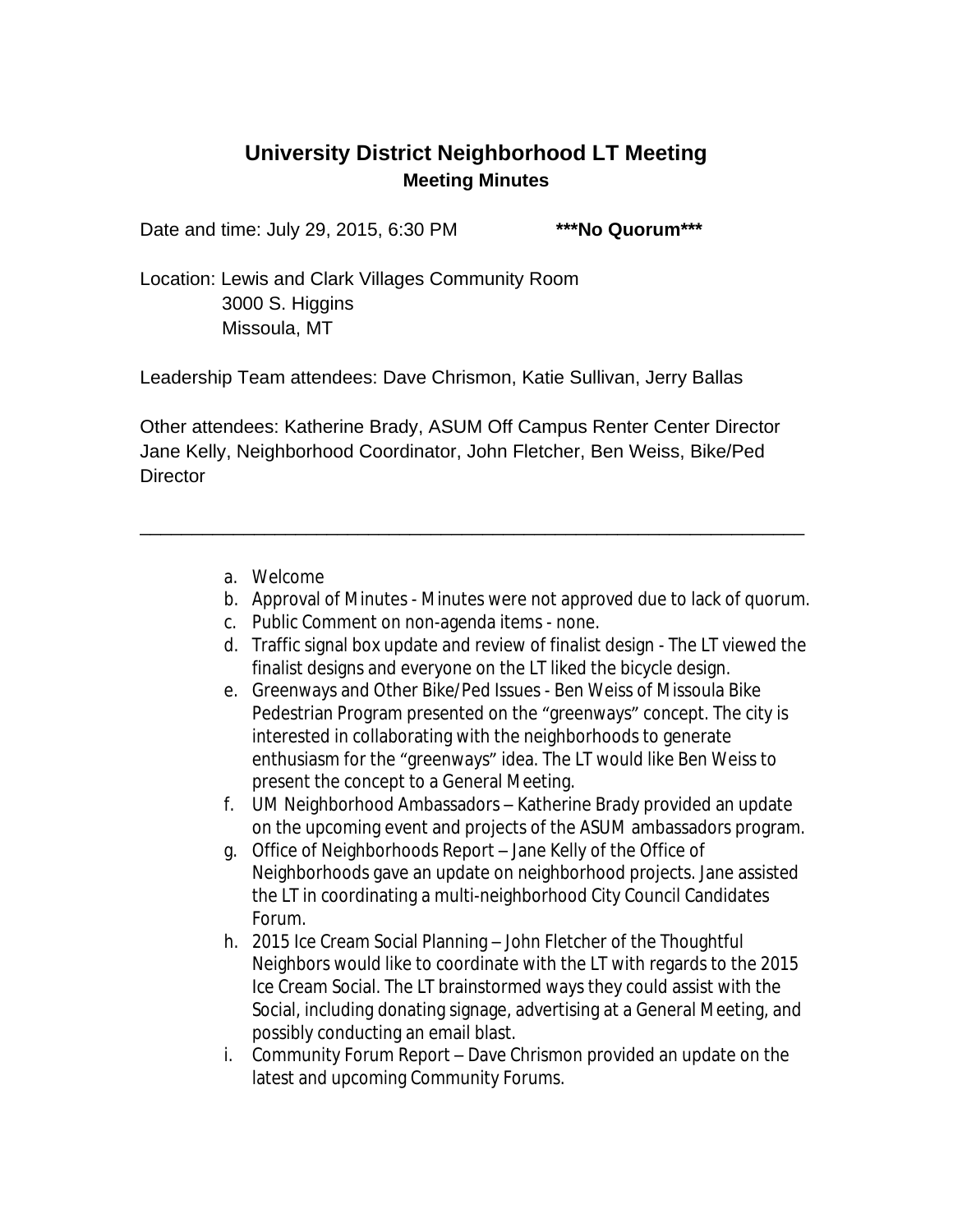# University District Neighborhood LT Meeting

## Meeting Minutes

Date and time: July 29, 2015, 6:30 PM **\*\*\*No Quorum\*\*\***

Location: Lewis and Clark Villages Community Room
3000 S. Higgins
Missoula, MT

Leadership Team attendees: Dave Chrismon, Katie Sullivan, Jerry Ballas

Other attendees: Katherine Brady, ASUM Off Campus Renter Center Director Jane Kelly, Neighborhood Coordinator, John Fletcher, Ben Weiss, Bike/Ped Director

---

a. Welcome
b. Approval of Minutes - Minutes were not approved due to lack of quorum.
c. Public Comment on non-agenda items - none.
d. Traffic signal box update and review of finalist design - The LT viewed the finalist designs and everyone on the LT liked the bicycle design.
e. Greenways and Other Bike/Ped Issues - Ben Weiss of Missoula Bike Pedestrian Program presented on the "greenways" concept. The city is interested in collaborating with the neighborhoods to generate enthusiasm for the "greenways" idea. The LT would like Ben Weiss to present the concept to a General Meeting.
f. UM Neighborhood Ambassadors – Katherine Brady provided an update on the upcoming event and projects of the ASUM ambassadors program.
g. Office of Neighborhoods Report – Jane Kelly of the Office of Neighborhoods gave an update on neighborhood projects. Jane assisted the LT in coordinating a multi-neighborhood City Council Candidates Forum.
h. 2015 Ice Cream Social Planning – John Fletcher of the Thoughtful Neighbors would like to coordinate with the LT with regards to the 2015 Ice Cream Social. The LT brainstormed ways they could assist with the Social, including donating signage, advertising at a General Meeting, and possibly conducting an email blast.
i. Community Forum Report – Dave Chrismon provided an update on the latest and upcoming Community Forums.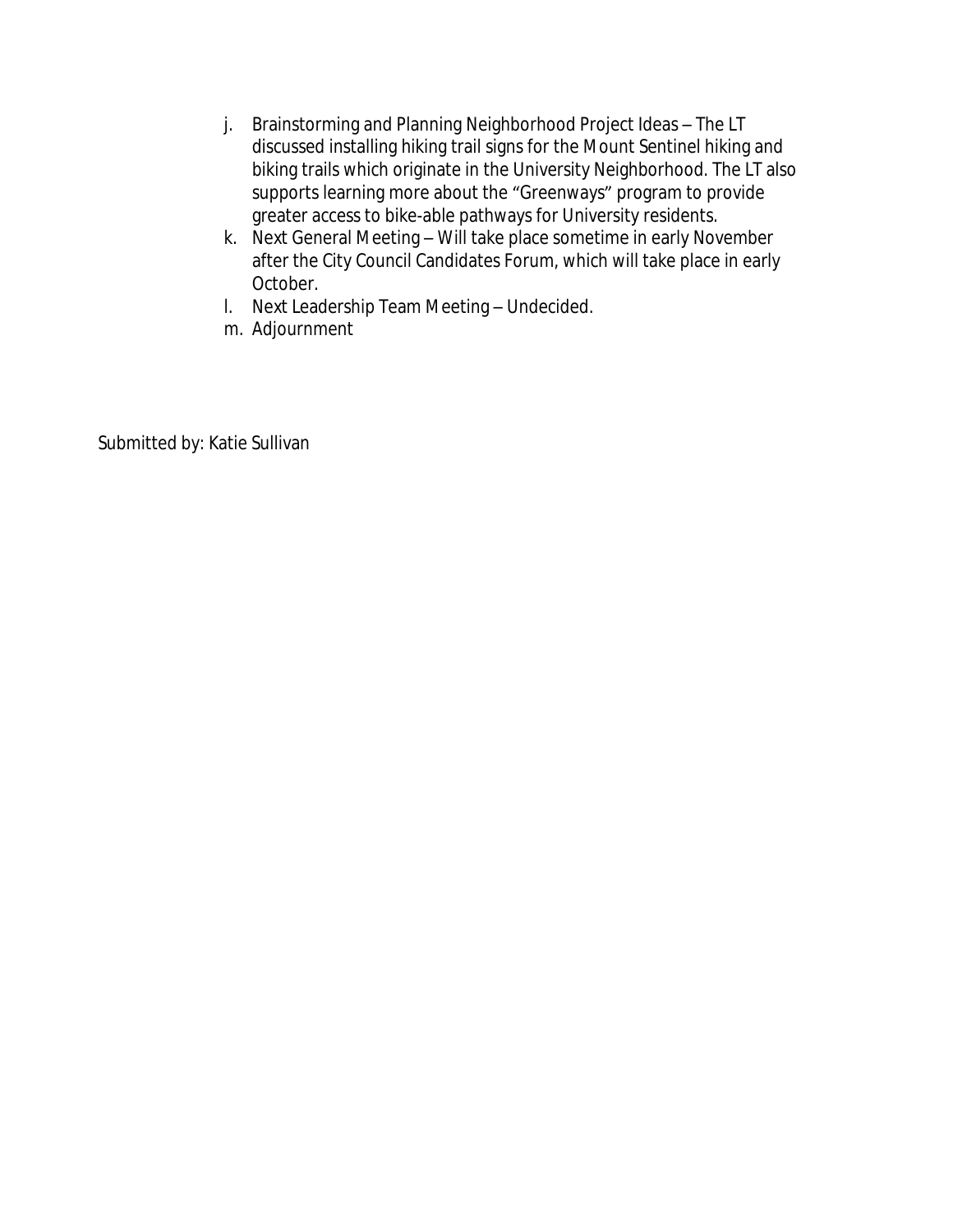j. Brainstorming and Planning Neighborhood Project Ideas – The LT discussed installing hiking trail signs for the Mount Sentinel hiking and biking trails which originate in the University Neighborhood. The LT also supports learning more about the "Greenways" program to provide greater access to bike-able pathways for University residents.
k. Next General Meeting – Will take place sometime in early November after the City Council Candidates Forum, which will take place in early October.
l. Next Leadership Team Meeting – Undecided.
m. Adjournment

Submitted by: Katie Sullivan